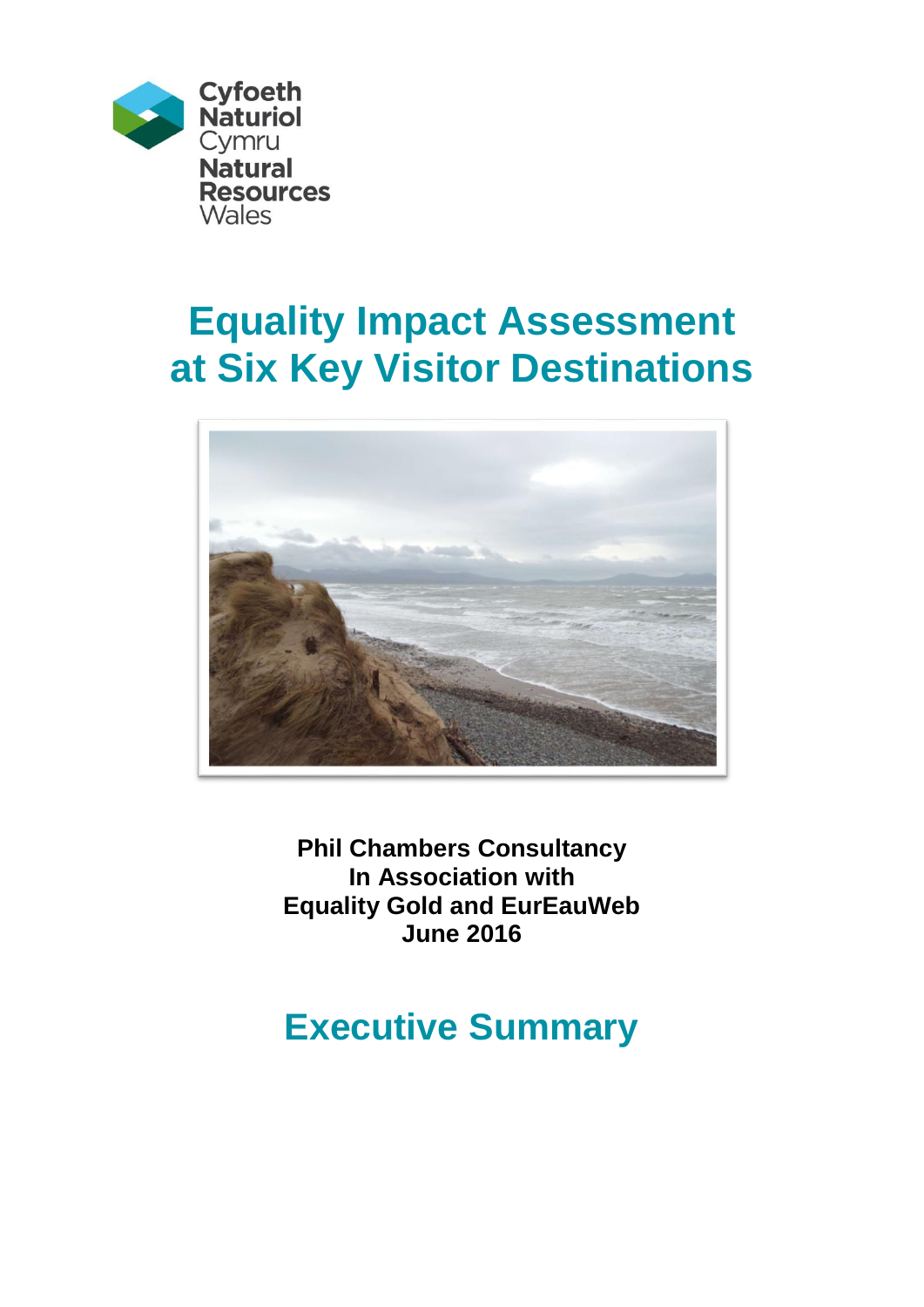Cyfoeth Naturiol Cymru
Natural Resources Wales

# Equality Impact Assessment at Six Key Visitor Destinations

**Phil Chambers Consultancy**
**In Association with**
**Equality Gold and EurEauWeb**
**June 2016**

## Executive Summary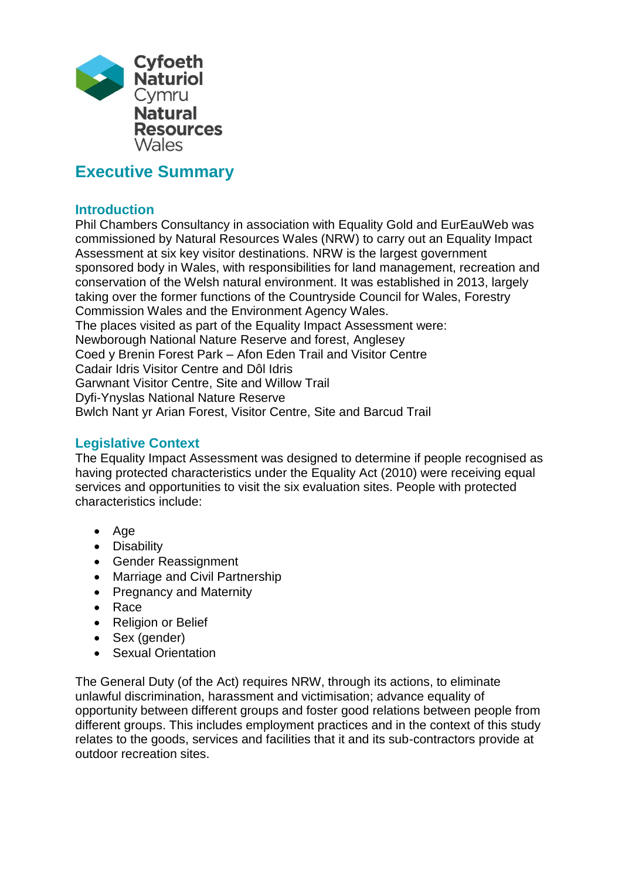# Executive Summary

## Introduction

Phil Chambers Consultancy in association with Equality Gold and EurEauWeb was commissioned by Natural Resources Wales (NRW) to carry out an Equality Impact Assessment at six key visitor destinations. NRW is the largest government sponsored body in Wales, with responsibilities for land management, recreation and conservation of the Welsh natural environment. It was established in 2013, largely taking over the former functions of the Countryside Council for Wales, Forestry Commission Wales and the Environment Agency Wales.

The places visited as part of the Equality Impact Assessment were:

Newborough National Nature Reserve and forest, Anglesey
Coed y Brenin Forest Park – Afon Eden Trail and Visitor Centre
Cadair Idris Visitor Centre and Dôl Idris
Garwnant Visitor Centre, Site and Willow Trail
Dyfi-Ynyslas National Nature Reserve
Bwlch Nant yr Arian Forest, Visitor Centre, Site and Barcud Trail

## Legislative Context

The Equality Impact Assessment was designed to determine if people recognised as having protected characteristics under the Equality Act (2010) were receiving equal services and opportunities to visit the six evaluation sites. People with protected characteristics include:

- Age
- Disability
- Gender Reassignment
- Marriage and Civil Partnership
- Pregnancy and Maternity
- Race
- Religion or Belief
- Sex (gender)
- Sexual Orientation

The General Duty (of the Act) requires NRW, through its actions, to eliminate unlawful discrimination, harassment and victimisation; advance equality of opportunity between different groups and foster good relations between people from different groups. This includes employment practices and in the context of this study relates to the goods, services and facilities that it and its sub-contractors provide at outdoor recreation sites.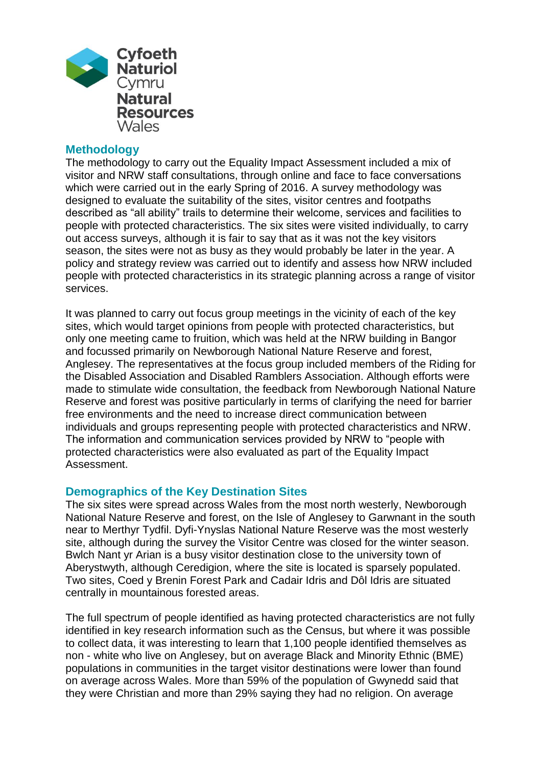## Methodology

The methodology to carry out the Equality Impact Assessment included a mix of visitor and NRW staff consultations, through online and face to face conversations which were carried out in the early Spring of 2016. A survey methodology was designed to evaluate the suitability of the sites, visitor centres and footpaths described as "all ability" trails to determine their welcome, services and facilities to people with protected characteristics. The six sites were visited individually, to carry out access surveys, although it is fair to say that as it was not the key visitors season, the sites were not as busy as they would probably be later in the year. A policy and strategy review was carried out to identify and assess how NRW included people with protected characteristics in its strategic planning across a range of visitor services.

It was planned to carry out focus group meetings in the vicinity of each of the key sites, which would target opinions from people with protected characteristics, but only one meeting came to fruition, which was held at the NRW building in Bangor and focussed primarily on Newborough National Nature Reserve and forest, Anglesey. The representatives at the focus group included members of the Riding for the Disabled Association and Disabled Ramblers Association. Although efforts were made to stimulate wide consultation, the feedback from Newborough National Nature Reserve and forest was positive particularly in terms of clarifying the need for barrier free environments and the need to increase direct communication between individuals and groups representing people with protected characteristics and NRW. The information and communication services provided by NRW to "people with protected characteristics were also evaluated as part of the Equality Impact Assessment.

## Demographics of the Key Destination Sites

The six sites were spread across Wales from the most north westerly, Newborough National Nature Reserve and forest, on the Isle of Anglesey to Garwnant in the south near to Merthyr Tydfil. Dyfi-Ynyslas National Nature Reserve was the most westerly site, although during the survey the Visitor Centre was closed for the winter season. Bwlch Nant yr Arian is a busy visitor destination close to the university town of Aberystwyth, although Ceredigion, where the site is located is sparsely populated. Two sites, Coed y Brenin Forest Park and Cadair Idris and Dôl Idris are situated centrally in mountainous forested areas.

The full spectrum of people identified as having protected characteristics are not fully identified in key research information such as the Census, but where it was possible to collect data, it was interesting to learn that 1,100 people identified themselves as non - white who live on Anglesey, but on average Black and Minority Ethnic (BME) populations in communities in the target visitor destinations were lower than found on average across Wales. More than 59% of the population of Gwynedd said that they were Christian and more than 29% saying they had no religion. On average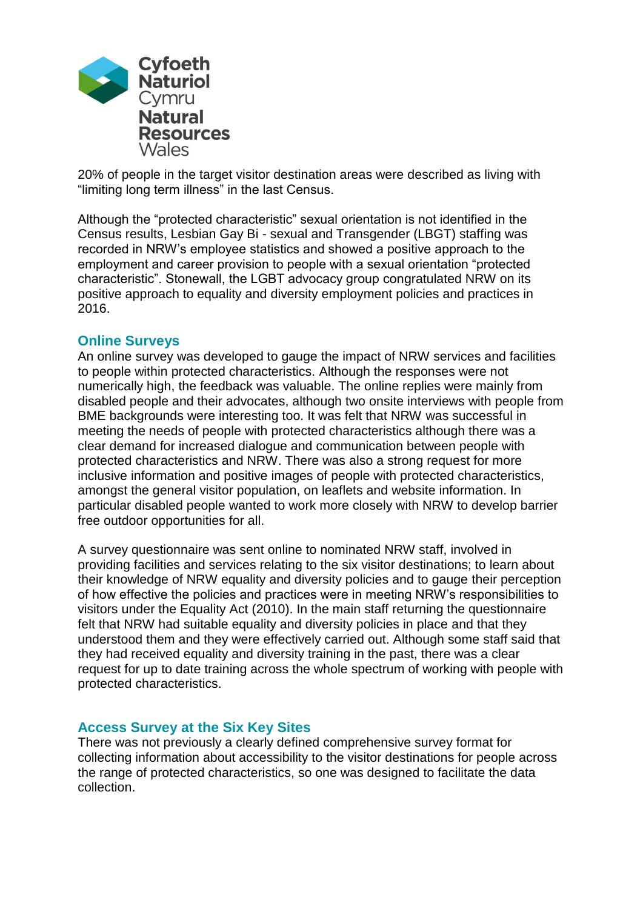20% of people in the target visitor destination areas were described as living with “limiting long term illness” in the last Census.

Although the “protected characteristic” sexual orientation is not identified in the Census results, Lesbian Gay Bi - sexual and Transgender (LBGT) staffing was recorded in NRW’s employee statistics and showed a positive approach to the employment and career provision to people with a sexual orientation “protected characteristic”. Stonewall, the LGBT advocacy group congratulated NRW on its positive approach to equality and diversity employment policies and practices in 2016.

## Online Surveys

An online survey was developed to gauge the impact of NRW services and facilities to people within protected characteristics. Although the responses were not numerically high, the feedback was valuable. The online replies were mainly from disabled people and their advocates, although two onsite interviews with people from BME backgrounds were interesting too. It was felt that NRW was successful in meeting the needs of people with protected characteristics although there was a clear demand for increased dialogue and communication between people with protected characteristics and NRW. There was also a strong request for more inclusive information and positive images of people with protected characteristics, amongst the general visitor population, on leaflets and website information. In particular disabled people wanted to work more closely with NRW to develop barrier free outdoor opportunities for all.

A survey questionnaire was sent online to nominated NRW staff, involved in providing facilities and services relating to the six visitor destinations; to learn about their knowledge of NRW equality and diversity policies and to gauge their perception of how effective the policies and practices were in meeting NRW’s responsibilities to visitors under the Equality Act (2010). In the main staff returning the questionnaire felt that NRW had suitable equality and diversity policies in place and that they understood them and they were effectively carried out. Although some staff said that they had received equality and diversity training in the past, there was a clear request for up to date training across the whole spectrum of working with people with protected characteristics.

## Access Survey at the Six Key Sites

There was not previously a clearly defined comprehensive survey format for collecting information about accessibility to the visitor destinations for people across the range of protected characteristics, so one was designed to facilitate the data collection.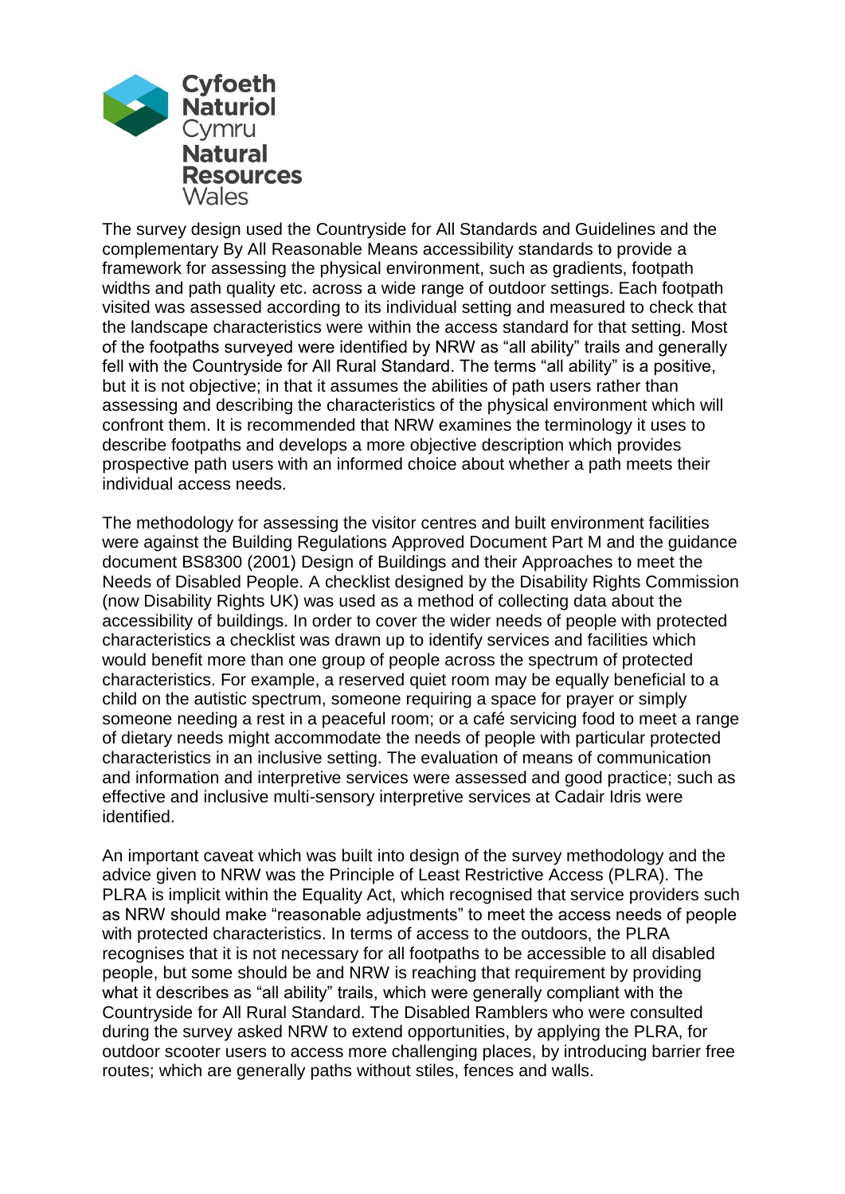The survey design used the Countryside for All Standards and Guidelines and the complementary By All Reasonable Means accessibility standards to provide a framework for assessing the physical environment, such as gradients, footpath widths and path quality etc. across a wide range of outdoor settings. Each footpath visited was assessed according to its individual setting and measured to check that the landscape characteristics were within the access standard for that setting. Most of the footpaths surveyed were identified by NRW as "all ability" trails and generally fell with the Countryside for All Rural Standard. The terms "all ability" is a positive, but it is not objective; in that it assumes the abilities of path users rather than assessing and describing the characteristics of the physical environment which will confront them. It is recommended that NRW examines the terminology it uses to describe footpaths and develops a more objective description which provides prospective path users with an informed choice about whether a path meets their individual access needs.

The methodology for assessing the visitor centres and built environment facilities were against the Building Regulations Approved Document Part M and the guidance document BS8300 (2001) Design of Buildings and their Approaches to meet the Needs of Disabled People. A checklist designed by the Disability Rights Commission (now Disability Rights UK) was used as a method of collecting data about the accessibility of buildings. In order to cover the wider needs of people with protected characteristics a checklist was drawn up to identify services and facilities which would benefit more than one group of people across the spectrum of protected characteristics. For example, a reserved quiet room may be equally beneficial to a child on the autistic spectrum, someone requiring a space for prayer or simply someone needing a rest in a peaceful room; or a café servicing food to meet a range of dietary needs might accommodate the needs of people with particular protected characteristics in an inclusive setting. The evaluation of means of communication and information and interpretive services were assessed and good practice; such as effective and inclusive multi-sensory interpretive services at Cadair Idris were identified.

An important caveat which was built into design of the survey methodology and the advice given to NRW was the Principle of Least Restrictive Access (PLRA). The PLRA is implicit within the Equality Act, which recognised that service providers such as NRW should make "reasonable adjustments" to meet the access needs of people with protected characteristics. In terms of access to the outdoors, the PLRA recognises that it is not necessary for all footpaths to be accessible to all disabled people, but some should be and NRW is reaching that requirement by providing what it describes as "all ability" trails, which were generally compliant with the Countryside for All Rural Standard. The Disabled Ramblers who were consulted during the survey asked NRW to extend opportunities, by applying the PLRA, for outdoor scooter users to access more challenging places, by introducing barrier free routes; which are generally paths without stiles, fences and walls.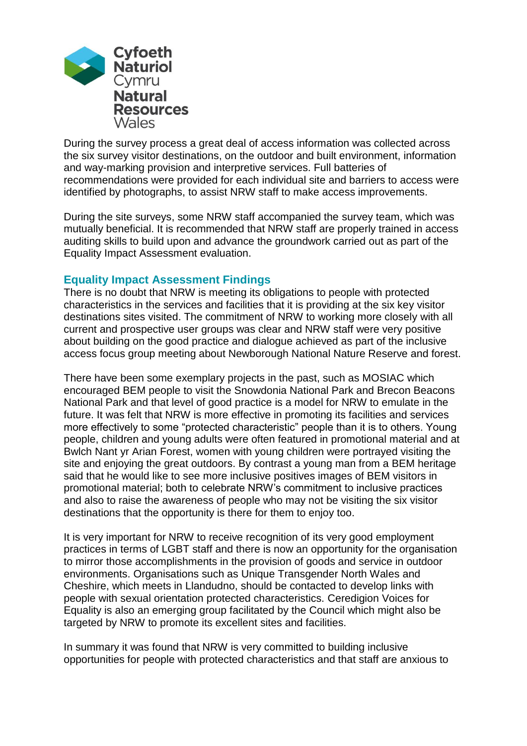During the survey process a great deal of access information was collected across the six survey visitor destinations, on the outdoor and built environment, information and way-marking provision and interpretive services. Full batteries of recommendations were provided for each individual site and barriers to access were identified by photographs, to assist NRW staff to make access improvements.

During the site surveys, some NRW staff accompanied the survey team, which was mutually beneficial. It is recommended that NRW staff are properly trained in access auditing skills to build upon and advance the groundwork carried out as part of the Equality Impact Assessment evaluation.

## Equality Impact Assessment Findings

There is no doubt that NRW is meeting its obligations to people with protected characteristics in the services and facilities that it is providing at the six key visitor destinations sites visited. The commitment of NRW to working more closely with all current and prospective user groups was clear and NRW staff were very positive about building on the good practice and dialogue achieved as part of the inclusive access focus group meeting about Newborough National Nature Reserve and forest.

There have been some exemplary projects in the past, such as MOSIAC which encouraged BEM people to visit the Snowdonia National Park and Brecon Beacons National Park and that level of good practice is a model for NRW to emulate in the future. It was felt that NRW is more effective in promoting its facilities and services more effectively to some "protected characteristic" people than it is to others. Young people, children and young adults were often featured in promotional material and at Bwlch Nant yr Arian Forest, women with young children were portrayed visiting the site and enjoying the great outdoors. By contrast a young man from a BEM heritage said that he would like to see more inclusive positives images of BEM visitors in promotional material; both to celebrate NRW's commitment to inclusive practices and also to raise the awareness of people who may not be visiting the six visitor destinations that the opportunity is there for them to enjoy too.

It is very important for NRW to receive recognition of its very good employment practices in terms of LGBT staff and there is now an opportunity for the organisation to mirror those accomplishments in the provision of goods and service in outdoor environments. Organisations such as Unique Transgender North Wales and Cheshire, which meets in Llandudno, should be contacted to develop links with people with sexual orientation protected characteristics. Ceredigion Voices for Equality is also an emerging group facilitated by the Council which might also be targeted by NRW to promote its excellent sites and facilities.

In summary it was found that NRW is very committed to building inclusive opportunities for people with protected characteristics and that staff are anxious to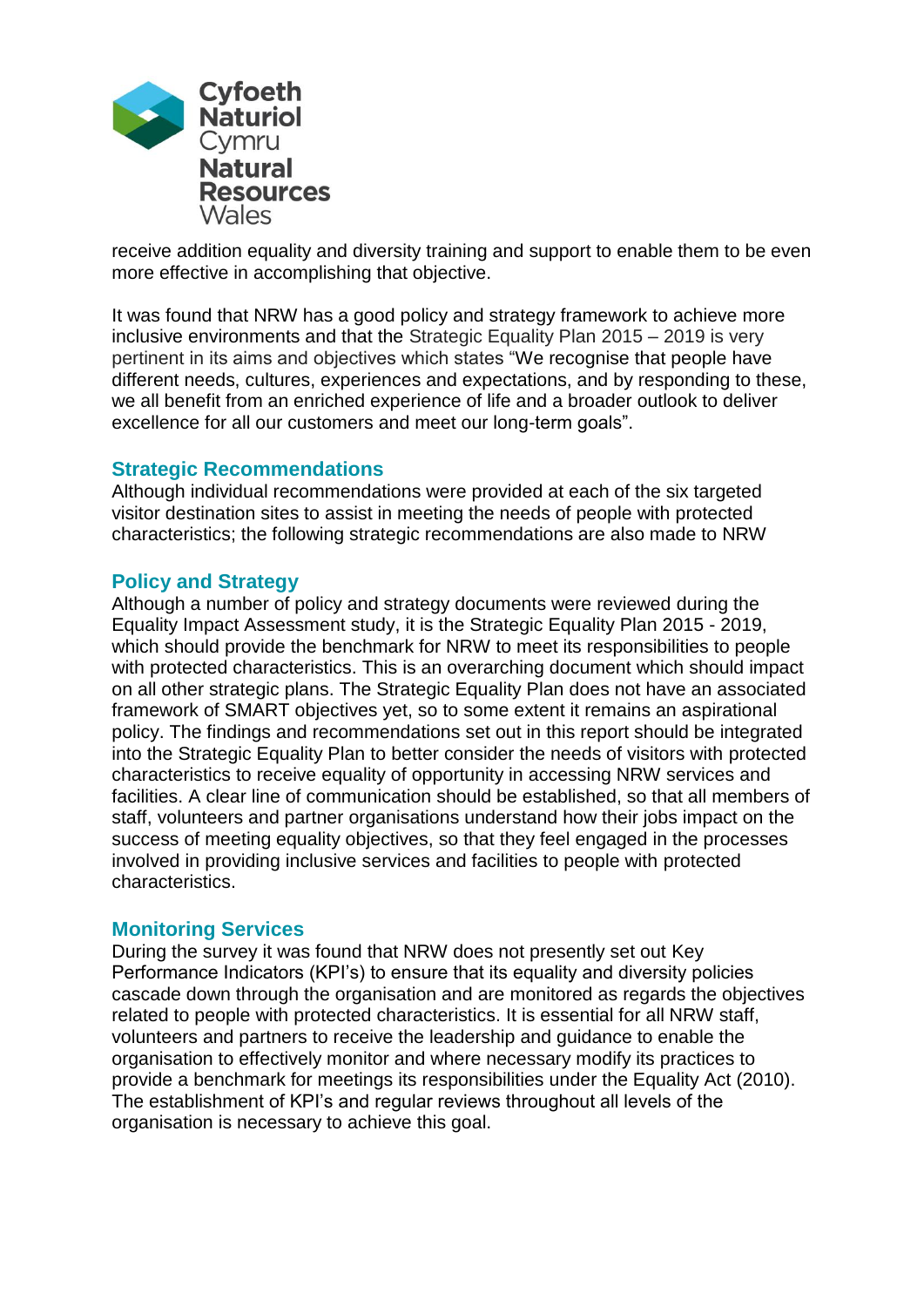receive addition equality and diversity training and support to enable them to be even more effective in accomplishing that objective.

It was found that NRW has a good policy and strategy framework to achieve more inclusive environments and that the Strategic Equality Plan 2015 – 2019 is very pertinent in its aims and objectives which states "We recognise that people have different needs, cultures, experiences and expectations, and by responding to these, we all benefit from an enriched experience of life and a broader outlook to deliver excellence for all our customers and meet our long-term goals".

## Strategic Recommendations

Although individual recommendations were provided at each of the six targeted visitor destination sites to assist in meeting the needs of people with protected characteristics; the following strategic recommendations are also made to NRW

## Policy and Strategy

Although a number of policy and strategy documents were reviewed during the Equality Impact Assessment study, it is the Strategic Equality Plan 2015 - 2019, which should provide the benchmark for NRW to meet its responsibilities to people with protected characteristics. This is an overarching document which should impact on all other strategic plans. The Strategic Equality Plan does not have an associated framework of SMART objectives yet, so to some extent it remains an aspirational policy. The findings and recommendations set out in this report should be integrated into the Strategic Equality Plan to better consider the needs of visitors with protected characteristics to receive equality of opportunity in accessing NRW services and facilities. A clear line of communication should be established, so that all members of staff, volunteers and partner organisations understand how their jobs impact on the success of meeting equality objectives, so that they feel engaged in the processes involved in providing inclusive services and facilities to people with protected characteristics.

## Monitoring Services

During the survey it was found that NRW does not presently set out Key Performance Indicators (KPI's) to ensure that its equality and diversity policies cascade down through the organisation and are monitored as regards the objectives related to people with protected characteristics. It is essential for all NRW staff, volunteers and partners to receive the leadership and guidance to enable the organisation to effectively monitor and where necessary modify its practices to provide a benchmark for meetings its responsibilities under the Equality Act (2010). The establishment of KPI's and regular reviews throughout all levels of the organisation is necessary to achieve this goal.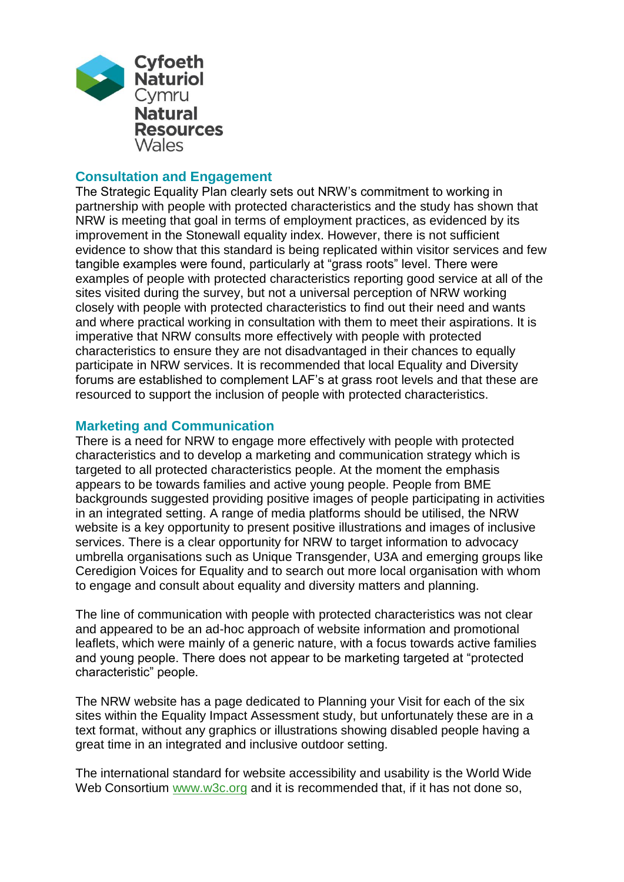## Consultation and Engagement

The Strategic Equality Plan clearly sets out NRW's commitment to working in partnership with people with protected characteristics and the study has shown that NRW is meeting that goal in terms of employment practices, as evidenced by its improvement in the Stonewall equality index. However, there is not sufficient evidence to show that this standard is being replicated within visitor services and few tangible examples were found, particularly at "grass roots" level. There were examples of people with protected characteristics reporting good service at all of the sites visited during the survey, but not a universal perception of NRW working closely with people with protected characteristics to find out their need and wants and where practical working in consultation with them to meet their aspirations. It is imperative that NRW consults more effectively with people with protected characteristics to ensure they are not disadvantaged in their chances to equally participate in NRW services. It is recommended that local Equality and Diversity forums are established to complement LAF's at grass root levels and that these are resourced to support the inclusion of people with protected characteristics.

## Marketing and Communication

There is a need for NRW to engage more effectively with people with protected characteristics and to develop a marketing and communication strategy which is targeted to all protected characteristics people. At the moment the emphasis appears to be towards families and active young people. People from BME backgrounds suggested providing positive images of people participating in activities in an integrated setting. A range of media platforms should be utilised, the NRW website is a key opportunity to present positive illustrations and images of inclusive services. There is a clear opportunity for NRW to target information to advocacy umbrella organisations such as Unique Transgender, U3A and emerging groups like Ceredigion Voices for Equality and to search out more local organisation with whom to engage and consult about equality and diversity matters and planning.

The line of communication with people with protected characteristics was not clear and appeared to be an ad-hoc approach of website information and promotional leaflets, which were mainly of a generic nature, with a focus towards active families and young people. There does not appear to be marketing targeted at "protected characteristic" people.

The NRW website has a page dedicated to Planning your Visit for each of the six sites within the Equality Impact Assessment study, but unfortunately these are in a text format, without any graphics or illustrations showing disabled people having a great time in an integrated and inclusive outdoor setting.

The international standard for website accessibility and usability is the World Wide Web Consortium www.w3c.org and it is recommended that, if it has not done so,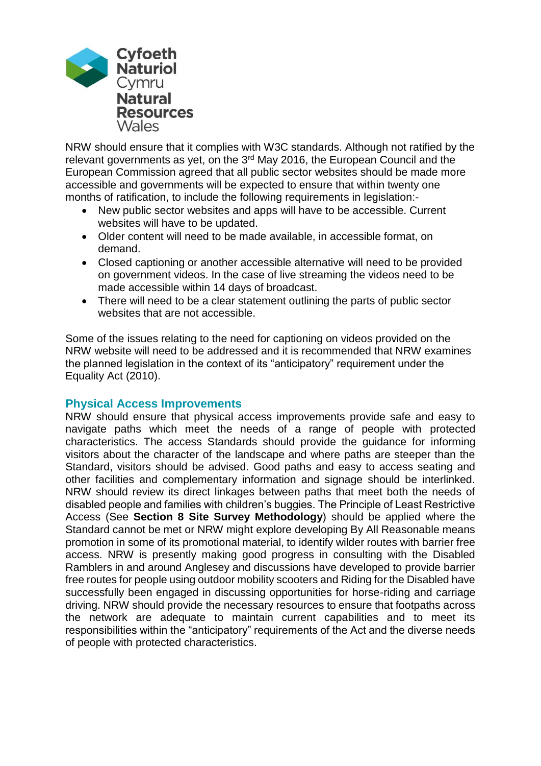NRW should ensure that it complies with W3C standards. Although not ratified by the relevant governments as yet, on the 3rd May 2016, the European Council and the European Commission agreed that all public sector websites should be made more accessible and governments will be expected to ensure that within twenty one months of ratification, to include the following requirements in legislation:-

- New public sector websites and apps will have to be accessible. Current websites will have to be updated.
- Older content will need to be made available, in accessible format, on demand.
- Closed captioning or another accessible alternative will need to be provided on government videos. In the case of live streaming the videos need to be made accessible within 14 days of broadcast.
- There will need to be a clear statement outlining the parts of public sector websites that are not accessible.

Some of the issues relating to the need for captioning on videos provided on the NRW website will need to be addressed and it is recommended that NRW examines the planned legislation in the context of its "anticipatory" requirement under the Equality Act (2010).

### Physical Access Improvements

NRW should ensure that physical access improvements provide safe and easy to navigate paths which meet the needs of a range of people with protected characteristics. The access Standards should provide the guidance for informing visitors about the character of the landscape and where paths are steeper than the Standard, visitors should be advised. Good paths and easy to access seating and other facilities and complementary information and signage should be interlinked. NRW should review its direct linkages between paths that meet both the needs of disabled people and families with children's buggies. The Principle of Least Restrictive Access (See **Section 8 Site Survey Methodology**) should be applied where the Standard cannot be met or NRW might explore developing By All Reasonable means promotion in some of its promotional material, to identify wilder routes with barrier free access. NRW is presently making good progress in consulting with the Disabled Ramblers in and around Anglesey and discussions have developed to provide barrier free routes for people using outdoor mobility scooters and Riding for the Disabled have successfully been engaged in discussing opportunities for horse-riding and carriage driving. NRW should provide the necessary resources to ensure that footpaths across the network are adequate to maintain current capabilities and to meet its responsibilities within the "anticipatory" requirements of the Act and the diverse needs of people with protected characteristics.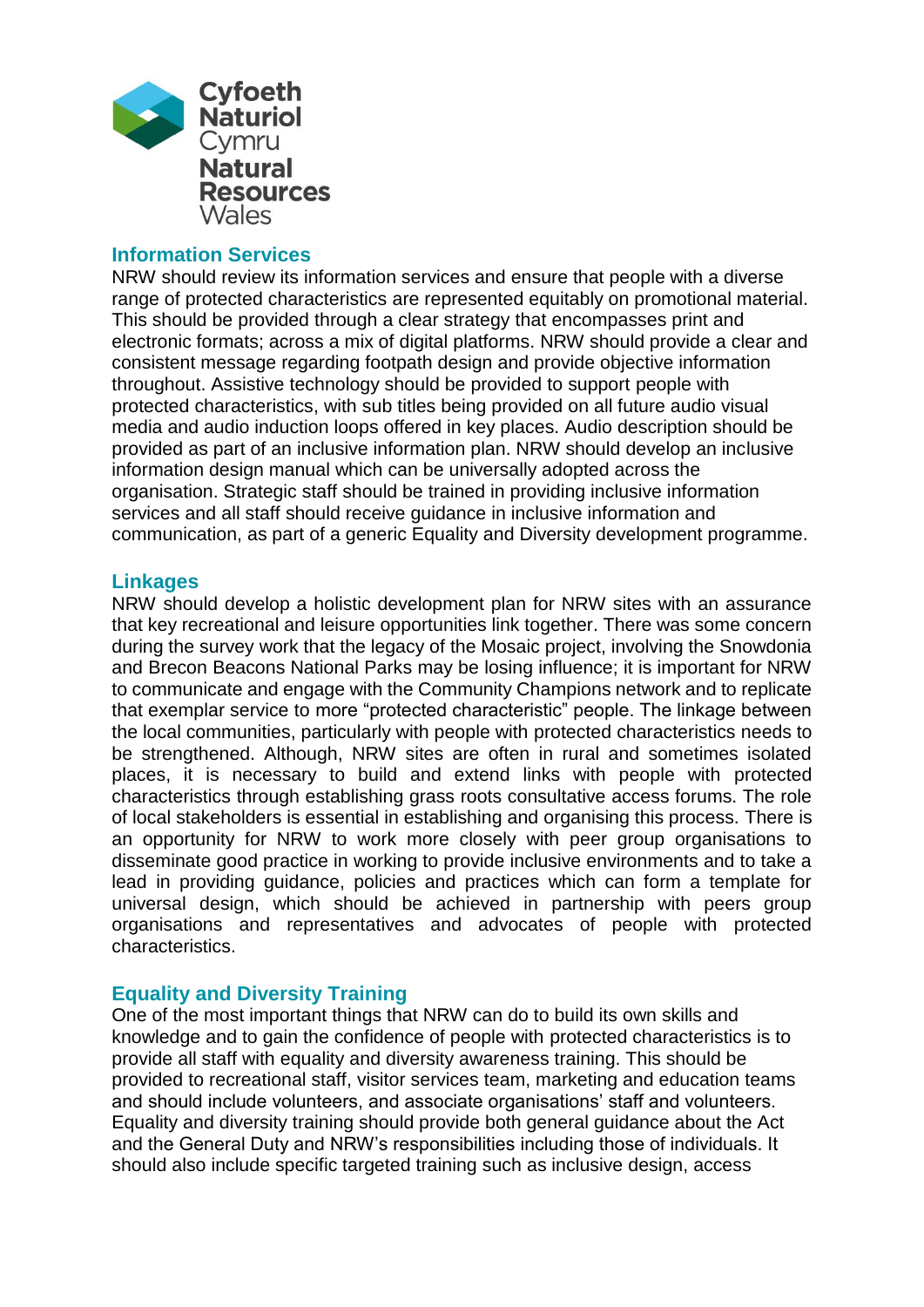## Information Services

NRW should review its information services and ensure that people with a diverse range of protected characteristics are represented equitably on promotional material. This should be provided through a clear strategy that encompasses print and electronic formats; across a mix of digital platforms. NRW should provide a clear and consistent message regarding footpath design and provide objective information throughout. Assistive technology should be provided to support people with protected characteristics, with sub titles being provided on all future audio visual media and audio induction loops offered in key places. Audio description should be provided as part of an inclusive information plan. NRW should develop an inclusive information design manual which can be universally adopted across the organisation. Strategic staff should be trained in providing inclusive information services and all staff should receive guidance in inclusive information and communication, as part of a generic Equality and Diversity development programme.

## Linkages

NRW should develop a holistic development plan for NRW sites with an assurance that key recreational and leisure opportunities link together. There was some concern during the survey work that the legacy of the Mosaic project, involving the Snowdonia and Brecon Beacons National Parks may be losing influence; it is important for NRW to communicate and engage with the Community Champions network and to replicate that exemplar service to more "protected characteristic" people. The linkage between the local communities, particularly with people with protected characteristics needs to be strengthened. Although, NRW sites are often in rural and sometimes isolated places, it is necessary to build and extend links with people with protected characteristics through establishing grass roots consultative access forums. The role of local stakeholders is essential in establishing and organising this process. There is an opportunity for NRW to work more closely with peer group organisations to disseminate good practice in working to provide inclusive environments and to take a lead in providing guidance, policies and practices which can form a template for universal design, which should be achieved in partnership with peers group organisations and representatives and advocates of people with protected characteristics.

## Equality and Diversity Training

One of the most important things that NRW can do to build its own skills and knowledge and to gain the confidence of people with protected characteristics is to provide all staff with equality and diversity awareness training. This should be provided to recreational staff, visitor services team, marketing and education teams and should include volunteers, and associate organisations' staff and volunteers. Equality and diversity training should provide both general guidance about the Act and the General Duty and NRW's responsibilities including those of individuals. It should also include specific targeted training such as inclusive design, access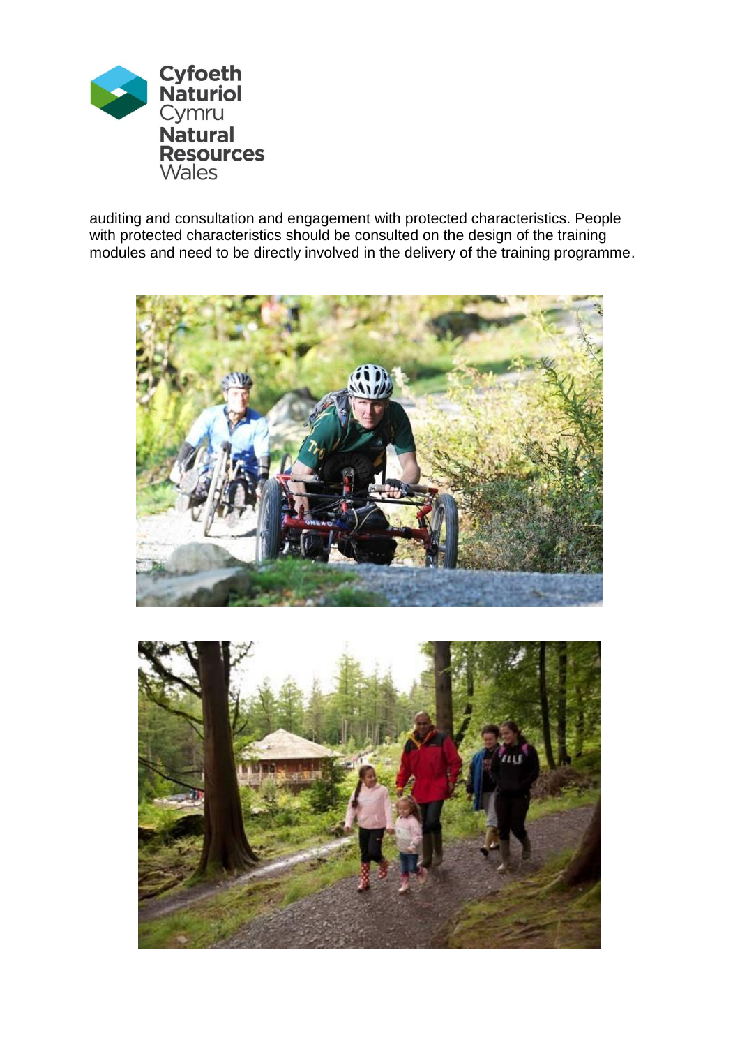auditing and consultation and engagement with protected characteristics. People with protected characteristics should be consulted on the design of the training modules and need to be directly involved in the delivery of the training programme.